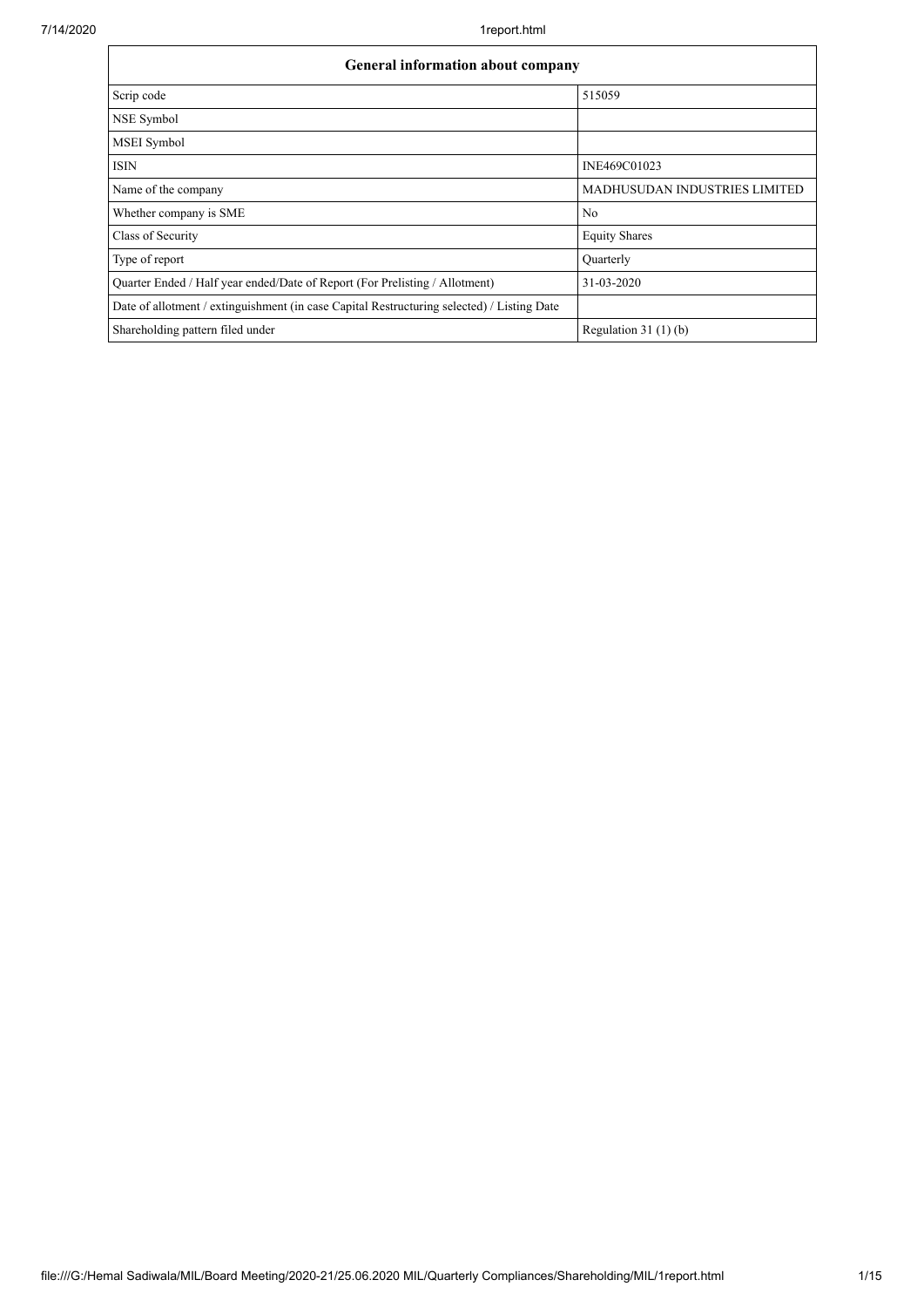| General information about company | |
|---|---|
| Scrip code | 515059 |
| NSE Symbol | |
| MSEI Symbol | |
| ISIN | INE469C01023 |
| Name of the company | MADHUSUDAN INDUSTRIES LIMITED |
| Whether company is SME | No |
| Class of Security | Equity Shares |
| Type of report | Quarterly |
| Quarter Ended / Half year ended/Date of Report (For Prelisting / Allotment) | 31-03-2020 |
| Date of allotment / extinguishment (in case Capital Restructuring selected) / Listing Date | |
| Shareholding pattern filed under | Regulation 31 (1) (b) |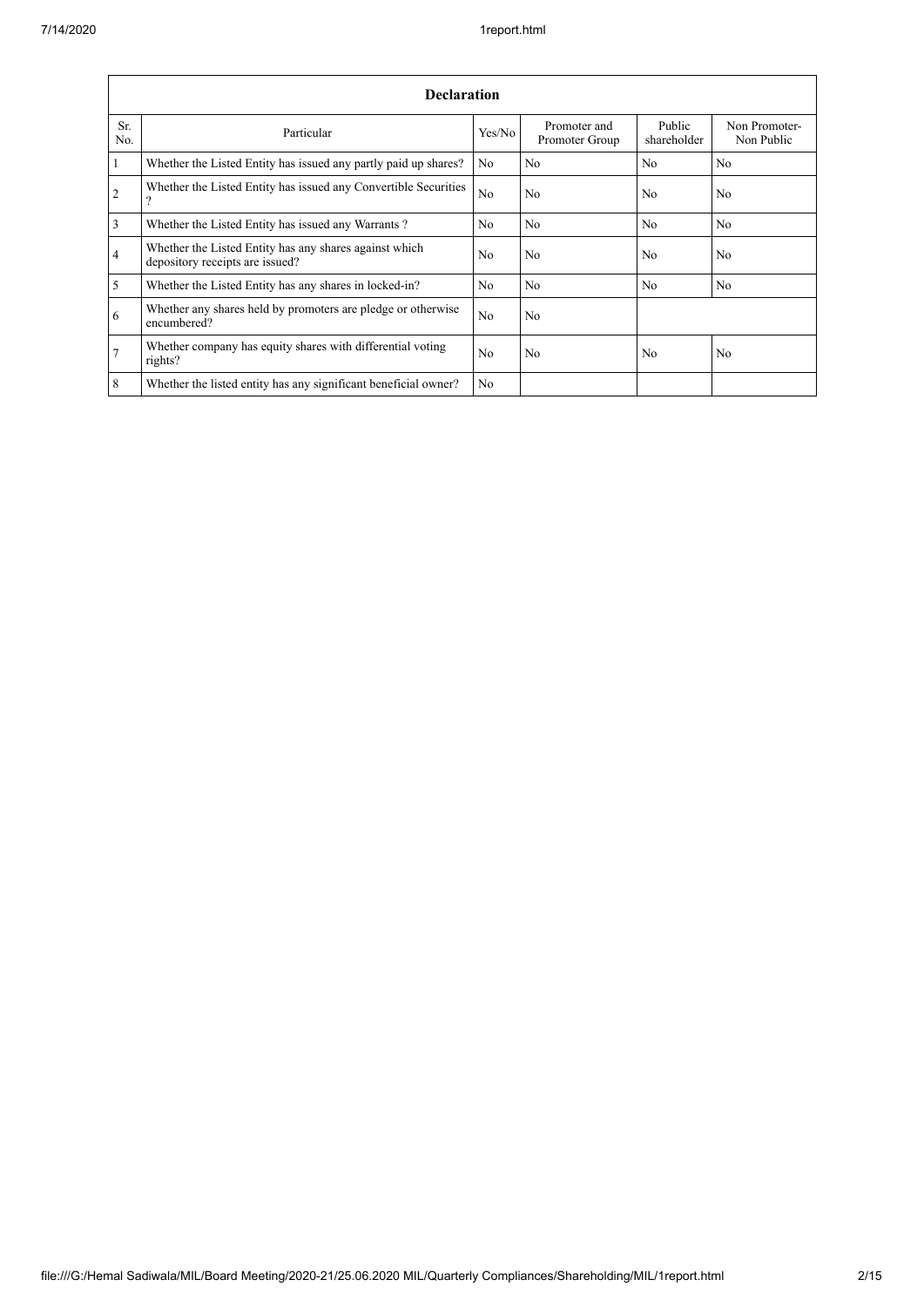| Declaration | | | | | |
|---|---|---|---|---|---|
| Sr. No. | Particular | Yes/No | Promoter and Promoter Group | Public shareholder | Non Promoter- Non Public |
| 1 | Whether the Listed Entity has issued any partly paid up shares? | No | No | No | No |
| 2 | Whether the Listed Entity has issued any Convertible Securities ? | No | No | No | No |
| 3 | Whether the Listed Entity has issued any Warrants ? | No | No | No | No |
| 4 | Whether the Listed Entity has any shares against which depository receipts are issued? | No | No | No | No |
| 5 | Whether the Listed Entity has any shares in locked-in? | No | No | No | No |
| 6 | Whether any shares held by promoters are pledge or otherwise encumbered? | No | No | | |
| 7 | Whether company has equity shares with differential voting rights? | No | No | No | No |
| 8 | Whether the listed entity has any significant beneficial owner? | No | | | |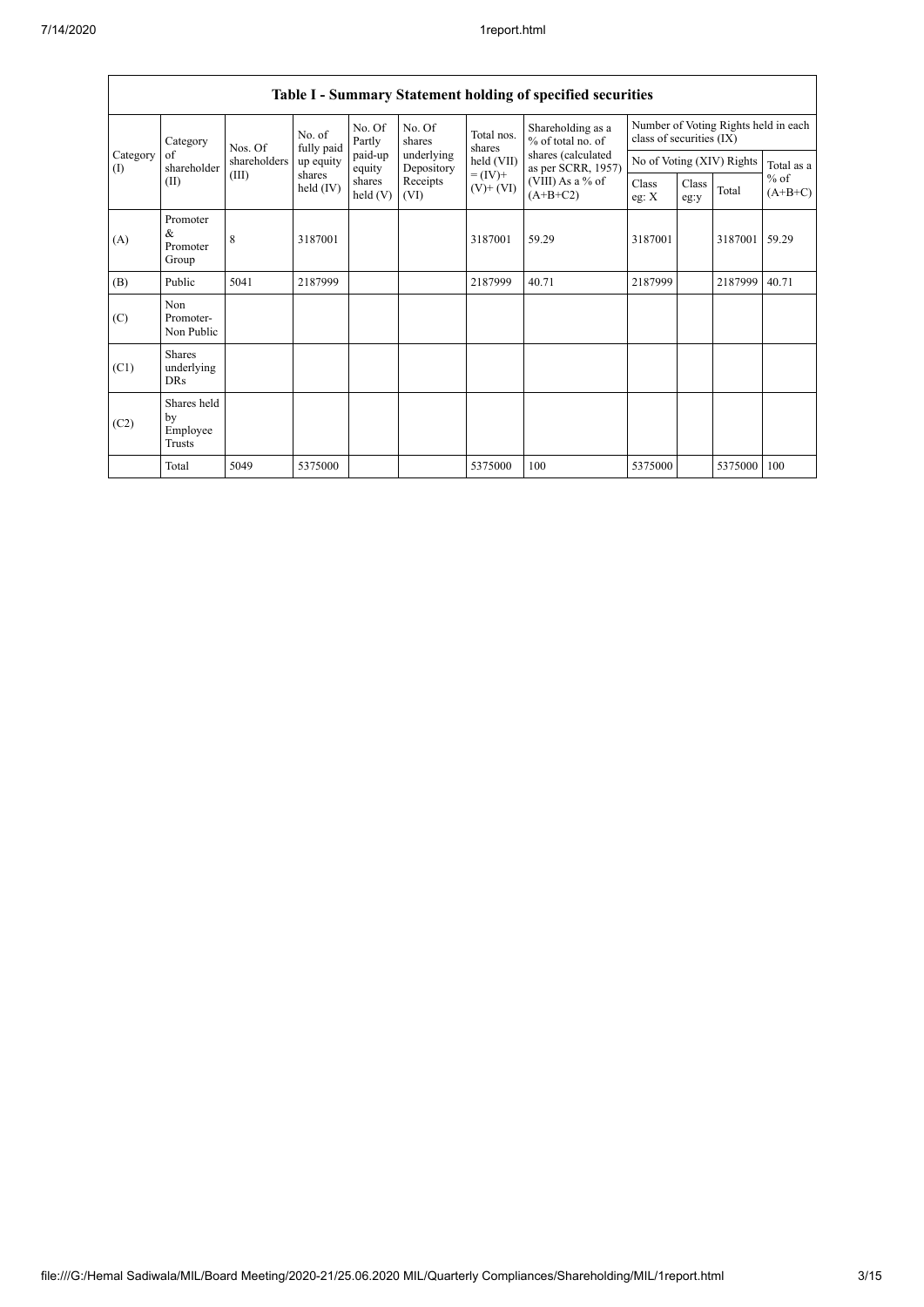| Table I - Summary Statement holding of specified securities | | | | | | | | | | | | |
|---|---|---|---|---|---|---|---|---|---|---|---|---|
| Category (I) | Category of shareholder (II) | Nos. Of shareholders (III) | No. of fully paid up equity shares held (IV) | No. Of Partly paid-up equity shares held (V) | No. Of shares underlying Depository Receipts (VI) | Total nos. shares held (VII) = (IV)+ (V)+ (VI) | Shareholding as a % of total no. of shares (calculated as per SCRR, 1957) (VIII) As a % of (A+B+C2) | Number of Voting Rights held in each class of securities (IX) | | | |
| | | | | | | | | No of Voting (XIV) Rights | | | Total as a % of (A+B+C) |
| | | | | | | | | Class eg: X | Class eg:y | Total | |
| (A) | Promoter & Promoter Group | 8 | 3187001 | | | 3187001 | 59.29 | 3187001 | | 3187001 | 59.29 |
| (B) | Public | 5041 | 2187999 | | | 2187999 | 40.71 | 2187999 | | 2187999 | 40.71 |
| (C) | Non Promoter- Non Public | | | | | | | | | | |
| (C1) | Shares underlying DRs | | | | | | | | | | |
| (C2) | Shares held by Employee Trusts | | | | | | | | | | |
| | Total | 5049 | 5375000 | | | 5375000 | 100 | 5375000 | | 5375000 | 100 |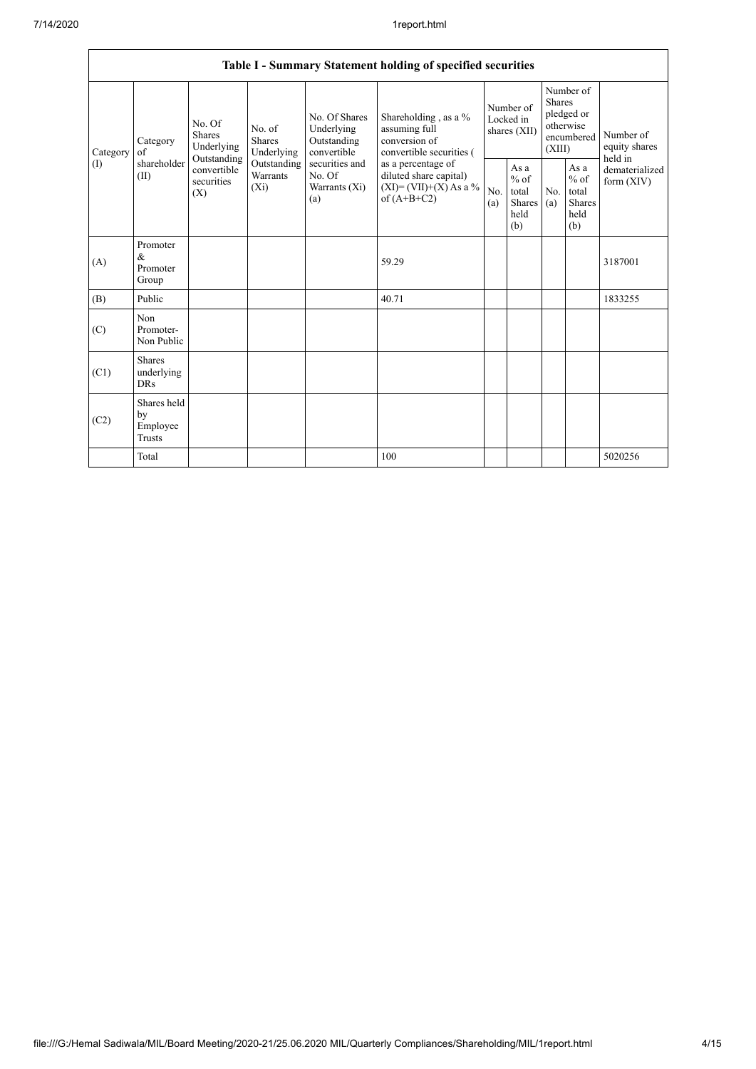| Table I - Summary Statement holding of specified securities | | | | | | | | | | | |
|---|---|---|---|---|---|---|---|---|---|---|---|
| Category (I) | Category of shareholder (II) | No. Of Shares Underlying Outstanding convertible securities (X) | No. of Shares Underlying Outstanding Warrants (Xi) | No. Of Shares Underlying Outstanding convertible securities and No. Of Warrants (Xi) (a) | Shareholding , as a % assuming full conversion of convertible securities ( as a percentage of diluted share capital) (XI)= (VII)+(X) As a % of (A+B+C2) | Number of Locked in shares (XII) | | Number of Shares pledged or otherwise encumbered (XIII) | | Number of equity shares held in dematerialized form (XIV) |
| | | | | | | No. (a) | As a % of total Shares held (b) | No. (a) | As a % of total Shares held (b) | |
| (A) | Promoter & Promoter Group | | | | 59.29 | | | | | 3187001 |
| (B) | Public | | | | 40.71 | | | | | 1833255 |
| (C) | Non Promoter- Non Public | | | | | | | | | |
| (C1) | Shares underlying DRs | | | | | | | | | |
| (C2) | Shares held by Employee Trusts | | | | | | | | | |
| | Total | | | | 100 | | | | | 5020256 |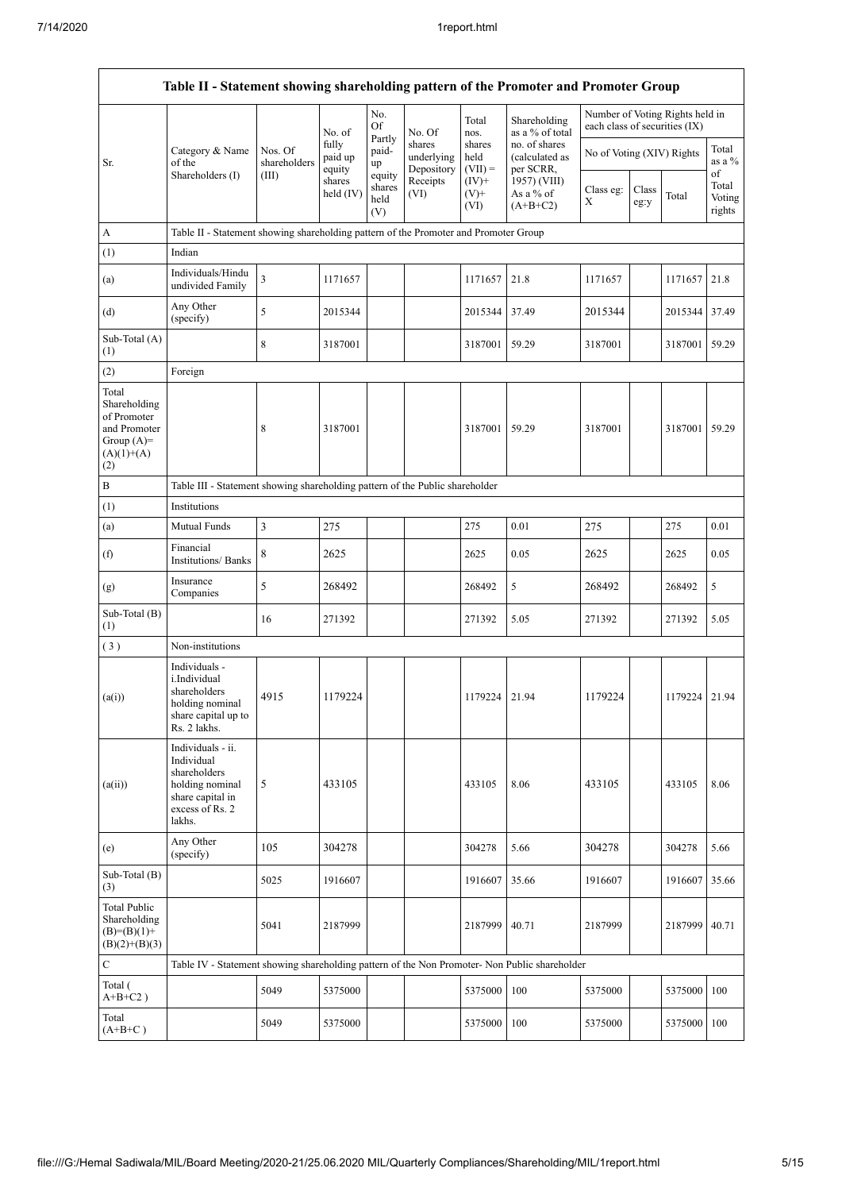| Table II - Statement showing shareholding pattern of the Promoter and Promoter Group | | | | | | | | | | | | |
|---|---|---|---|---|---|---|---|---|---|---|---|---|
| Sr. | Category & Name of the Shareholders (I) | Nos. Of shareholders (III) | No. of fully paid up equity shares held (IV) | No. Of Partly paid-up equity shares held (V) | No. Of shares underlying Depository Receipts (VI) | Total nos. shares held (VII) = (IV)+ (V)+ (VI) | Shareholding as a % of total no. of shares (calculated as per SCRR, 1957) (VIII) As a % of (A+B+C2) | Number of Voting Rights held in each class of securities (IX) | | | |
| | | | | | | | | No of Voting (XIV) Rights | | | Total as a % of Total Voting rights |
| | | | | | | | | Class eg: X | Class eg:y | Total | |
| A | Table II - Statement showing shareholding pattern of the Promoter and Promoter Group | | | | | | | | | | |
| (1) | Indian | | | | | | | | | | |
| (a) | Individuals/Hindu undivided Family | 3 | 1171657 | | | 1171657 | 21.8 | 1171657 | | 1171657 | 21.8 |
| (d) | Any Other (specify) | 5 | 2015344 | | | 2015344 | 37.49 | 2015344 | | 2015344 | 37.49 |
| Sub-Total (A) (1) | | 8 | 3187001 | | | 3187001 | 59.29 | 3187001 | | 3187001 | 59.29 |
| (2) | Foreign | | | | | | | | | | |
| Total Shareholding of Promoter and Promoter Group (A)= (A)(1)+(A)(2) | | 8 | 3187001 | | | 3187001 | 59.29 | 3187001 | | 3187001 | 59.29 |
| B | Table III - Statement showing shareholding pattern of the Public shareholder | | | | | | | | | | |
| (1) | Institutions | | | | | | | | | | |
| (a) | Mutual Funds | 3 | 275 | | | 275 | 0.01 | 275 | | 275 | 0.01 |
| (f) | Financial Institutions/ Banks | 8 | 2625 | | | 2625 | 0.05 | 2625 | | 2625 | 0.05 |
| (g) | Insurance Companies | 5 | 268492 | | | 268492 | 5 | 268492 | | 268492 | 5 |
| Sub-Total (B) (1) | | 16 | 271392 | | | 271392 | 5.05 | 271392 | | 271392 | 5.05 |
| (3) | Non-institutions | | | | | | | | | | |
| (a(i)) | Individuals - i.Individual shareholders holding nominal share capital up to Rs. 2 lakhs. | 4915 | 1179224 | | | 1179224 | 21.94 | 1179224 | | 1179224 | 21.94 |
| (a(ii)) | Individuals - ii. Individual shareholders holding nominal share capital in excess of Rs. 2 lakhs. | 5 | 433105 | | | 433105 | 8.06 | 433105 | | 433105 | 8.06 |
| (e) | Any Other (specify) | 105 | 304278 | | | 304278 | 5.66 | 304278 | | 304278 | 5.66 |
| Sub-Total (B) (3) | | 5025 | 1916607 | | | 1916607 | 35.66 | 1916607 | | 1916607 | 35.66 |
| Total Public Shareholding (B)=(B)(1)+(B)(2)+(B)(3) | | 5041 | 2187999 | | | 2187999 | 40.71 | 2187999 | | 2187999 | 40.71 |
| C | Table IV - Statement showing shareholding pattern of the Non Promoter- Non Public shareholder | | | | | | | | | | |
| Total ( A+B+C2 ) | | 5049 | 5375000 | | | 5375000 | 100 | 5375000 | | 5375000 | 100 |
| Total (A+B+C ) | | 5049 | 5375000 | | | 5375000 | 100 | 5375000 | | 5375000 | 100 |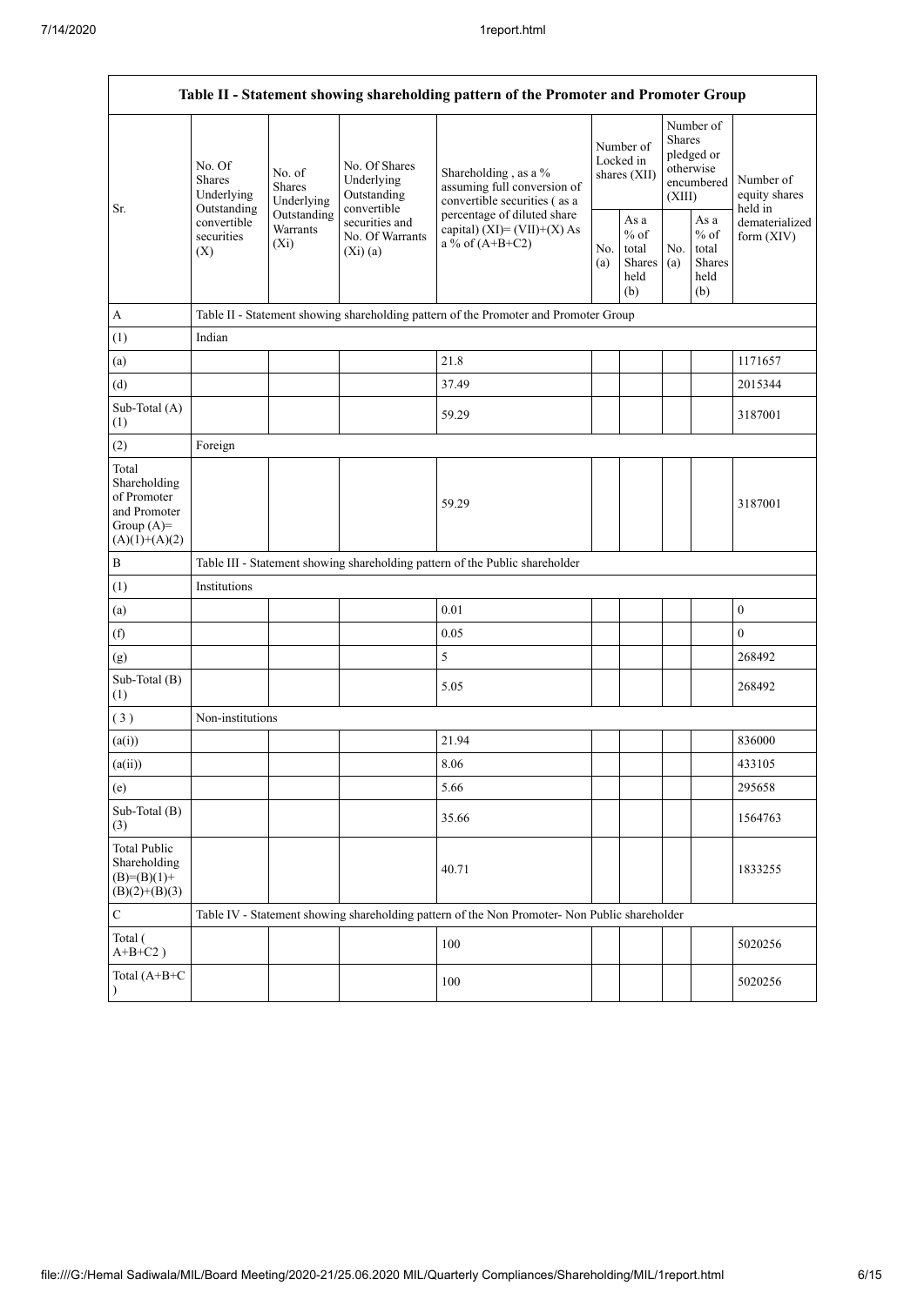| Table II - Statement showing shareholding pattern of the Promoter and Promoter Group | | | | | | | | | |
|---|---|---|---|---|---|---|---|---|---|
| Sr. | No. Of Shares Underlying Outstanding convertible securities (X) | No. of Shares Underlying Outstanding Warrants (Xi) | No. Of Shares Underlying Outstanding convertible securities and No. Of Warrants (Xi) (a) | Shareholding , as a % assuming full conversion of convertible securities ( as a percentage of diluted share capital) (XI)= (VII)+(X) As a % of (A+B+C2) | Number of Locked in shares (XII) | | Number of Shares pledged or otherwise encumbered (XIII) | | Number of equity shares held in dematerialized form (XIV) |
| | | | | | No. (a) | As a % of total Shares held (b) | No. (a) | As a % of total Shares held (b) | |
| A | Table II - Statement showing shareholding pattern of the Promoter and Promoter Group | | | | | | | | |
| (1) | Indian | | | | | | | | |
| (a) | | | | 21.8 | | | | | 1171657 |
| (d) | | | | 37.49 | | | | | 2015344 |
| Sub-Total (A) (1) | | | | 59.29 | | | | | 3187001 |
| (2) | Foreign | | | | | | | | |
| Total Shareholding of Promoter and Promoter Group (A)= (A)(1)+(A)(2) | | | | 59.29 | | | | | 3187001 |
| B | Table III - Statement showing shareholding pattern of the Public shareholder | | | | | | | | |
| (1) | Institutions | | | | | | | | |
| (a) | | | | 0.01 | | | | | 0 |
| (f) | | | | 0.05 | | | | | 0 |
| (g) | | | | 5 | | | | | 268492 |
| Sub-Total (B) (1) | | | | 5.05 | | | | | 268492 |
| ( 3 ) | Non-institutions | | | | | | | | |
| (a(i)) | | | | 21.94 | | | | | 836000 |
| (a(ii)) | | | | 8.06 | | | | | 433105 |
| (e) | | | | 5.66 | | | | | 295658 |
| Sub-Total (B) (3) | | | | 35.66 | | | | | 1564763 |
| Total Public Shareholding (B)=(B)(1)+ (B)(2)+(B)(3) | | | | 40.71 | | | | | 1833255 |
| C | Table IV - Statement showing shareholding pattern of the Non Promoter- Non Public shareholder | | | | | | | | |
| Total ( A+B+C2 ) | | | | 100 | | | | | 5020256 |
| Total (A+B+C ) | | | | 100 | | | | | 5020256 |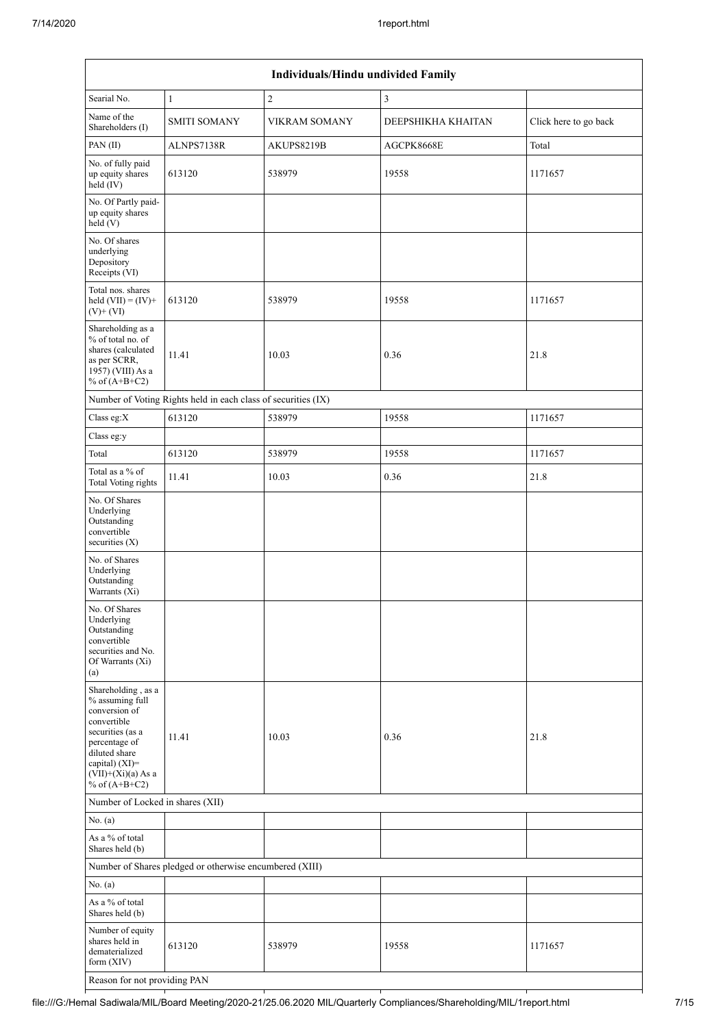| Individuals/Hindu undivided Family | | | | |
|---|---|---|---|---|
| Searial No. | 1 | 2 | 3 | |
| Name of the Shareholders (I) | SMITI SOMANY | VIKRAM SOMANY | DEEPSHIKHA KHAITAN | Click here to go back |
| PAN (II) | ALNPS7138R | AKUPS8219B | AGCPK8668E | Total |
| No. of fully paid up equity shares held (IV) | 613120 | 538979 | 19558 | 1171657 |
| No. Of Partly paid-up equity shares held (V) | | | | |
| No. Of shares underlying Depository Receipts (VI) | | | | |
| Total nos. shares held (VII) = (IV)+ (V)+ (VI) | 613120 | 538979 | 19558 | 1171657 |
| Shareholding as a % of total no. of shares (calculated as per SCRR, 1957) (VIII) As a % of (A+B+C2) | 11.41 | 10.03 | 0.36 | 21.8 |
| Number of Voting Rights held in each class of securities (IX) | | | | |
| Class eg:X | 613120 | 538979 | 19558 | 1171657 |
| Class eg:y | | | | |
| Total | 613120 | 538979 | 19558 | 1171657 |
| Total as a % of Total Voting rights | 11.41 | 10.03 | 0.36 | 21.8 |
| No. Of Shares Underlying Outstanding convertible securities (X) | | | | |
| No. of Shares Underlying Outstanding Warrants (Xi) | | | | |
| No. Of Shares Underlying Outstanding convertible securities and No. Of Warrants (Xi) (a) | | | | |
| Shareholding , as a % assuming full conversion of convertible securities (as a percentage of diluted share capital) (XI)= (VII)+(Xi)(a) As a % of (A+B+C2) | 11.41 | 10.03 | 0.36 | 21.8 |
| Number of Locked in shares (XII) | | | | |
| No. (a) | | | | |
| As a % of total Shares held (b) | | | | |
| Number of Shares pledged or otherwise encumbered (XIII) | | | | |
| No. (a) | | | | |
| As a % of total Shares held (b) | | | | |
| Number of equity shares held in dematerialized form (XIV) | 613120 | 538979 | 19558 | 1171657 |
| Reason for not providing PAN | | | | |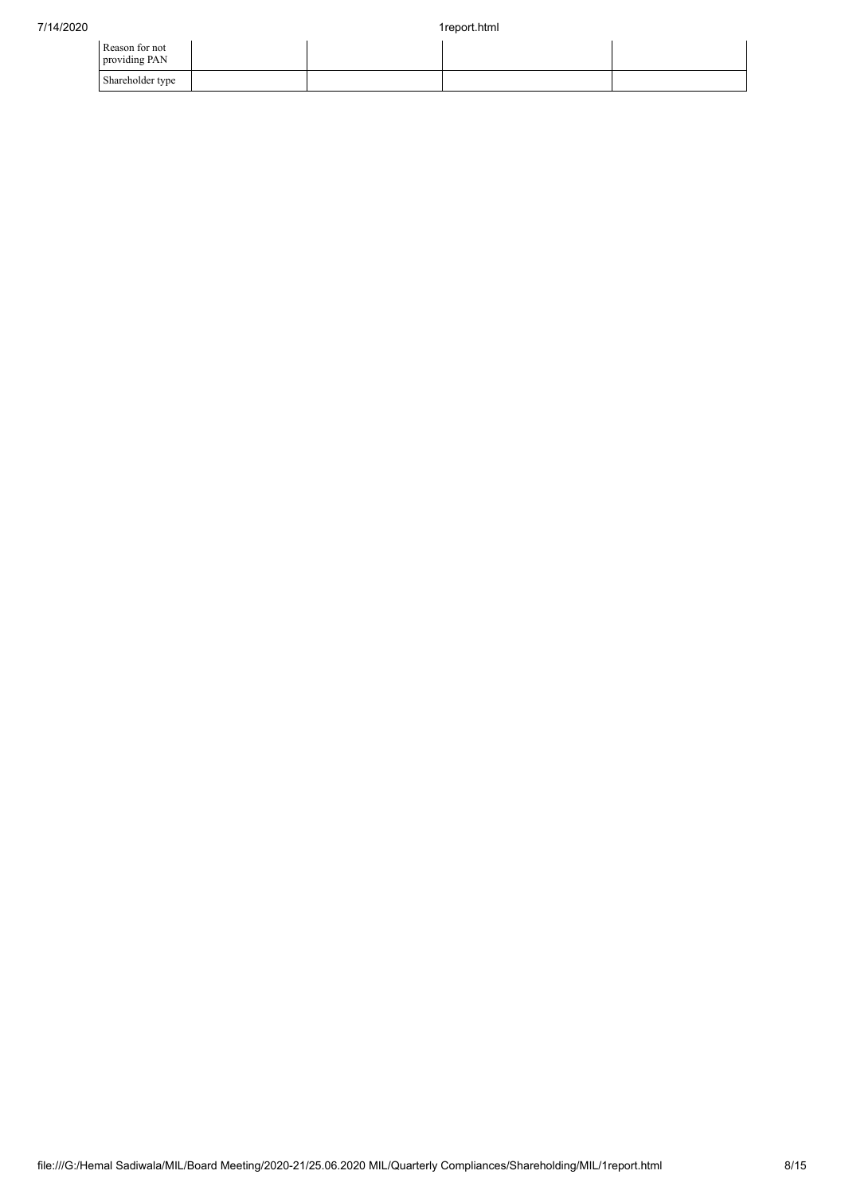| Reason for not providing PAN | | | | |
|---|---|---|---|---|
| Shareholder type | | | | |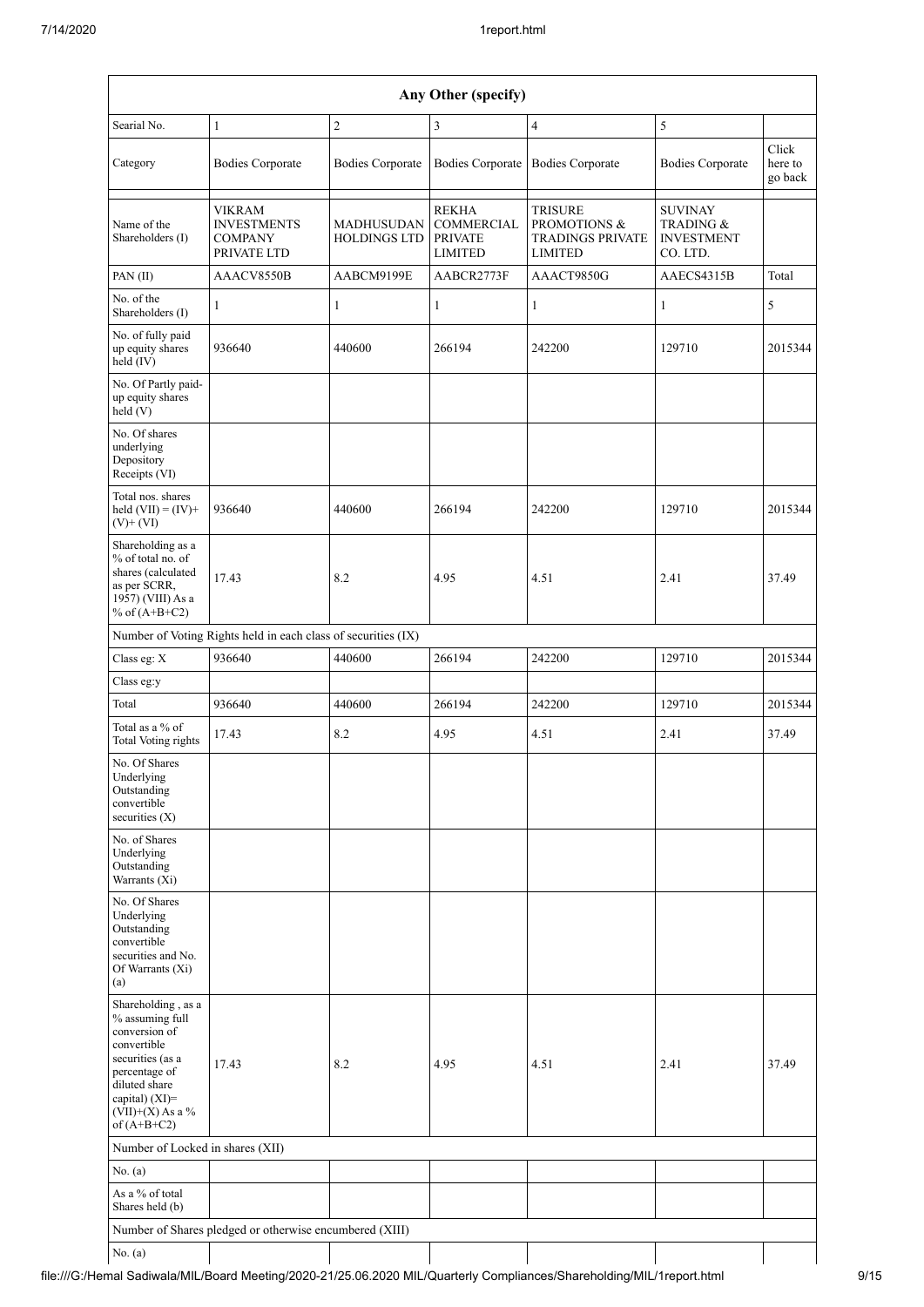| Any Other (specify) | | | | | | |
|---|---|---|---|---|---|---|
| Searial No. | 1 | 2 | 3 | 4 | 5 | |
| Category | Bodies Corporate | Bodies Corporate | Bodies Corporate | Bodies Corporate | Bodies Corporate | Click here to go back |
| Name of the Shareholders (I) | VIKRAM INVESTMENTS COMPANY PRIVATE LTD | MADHUSUDAN HOLDINGS LTD | REKHA COMMERCIAL PRIVATE LIMITED | TRISURE PROMOTIONS & TRADINGS PRIVATE LIMITED | SUVINAY TRADING & INVESTMENT CO. LTD. | |
| PAN (II) | AAACV8550B | AABCM9199E | AABCR2773F | AAACT9850G | AAECS4315B | Total |
| No. of the Shareholders (I) | 1 | 1 | 1 | 1 | 1 | 5 |
| No. of fully paid up equity shares held (IV) | 936640 | 440600 | 266194 | 242200 | 129710 | 2015344 |
| No. Of Partly paid-up equity shares held (V) | | | | | | |
| No. Of shares underlying Depository Receipts (VI) | | | | | | |
| Total nos. shares held (VII) = (IV)+ (V)+ (VI) | 936640 | 440600 | 266194 | 242200 | 129710 | 2015344 |
| Shareholding as a % of total no. of shares (calculated as per SCRR, 1957) (VIII) As a % of (A+B+C2) | 17.43 | 8.2 | 4.95 | 4.51 | 2.41 | 37.49 |
| Number of Voting Rights held in each class of securities (IX) | | | | | | |
| Class eg: X | 936640 | 440600 | 266194 | 242200 | 129710 | 2015344 |
| Class eg:y | | | | | | |
| Total | 936640 | 440600 | 266194 | 242200 | 129710 | 2015344 |
| Total as a % of Total Voting rights | 17.43 | 8.2 | 4.95 | 4.51 | 2.41 | 37.49 |
| No. Of Shares Underlying Outstanding convertible securities (X) | | | | | | |
| No. of Shares Underlying Outstanding Warrants (Xi) | | | | | | |
| No. Of Shares Underlying Outstanding convertible securities and No. Of Warrants (Xi) (a) | | | | | | |
| Shareholding , as a % assuming full conversion of convertible securities (as a percentage of diluted share capital) (XI)= (VII)+(X) As a % of (A+B+C2) | 17.43 | 8.2 | 4.95 | 4.51 | 2.41 | 37.49 |
| Number of Locked in shares (XII) | | | | | | |
| No. (a) | | | | | | |
| As a % of total Shares held (b) | | | | | | |
| Number of Shares pledged or otherwise encumbered (XIII) | | | | | | |
| No. (a) | | | | | | |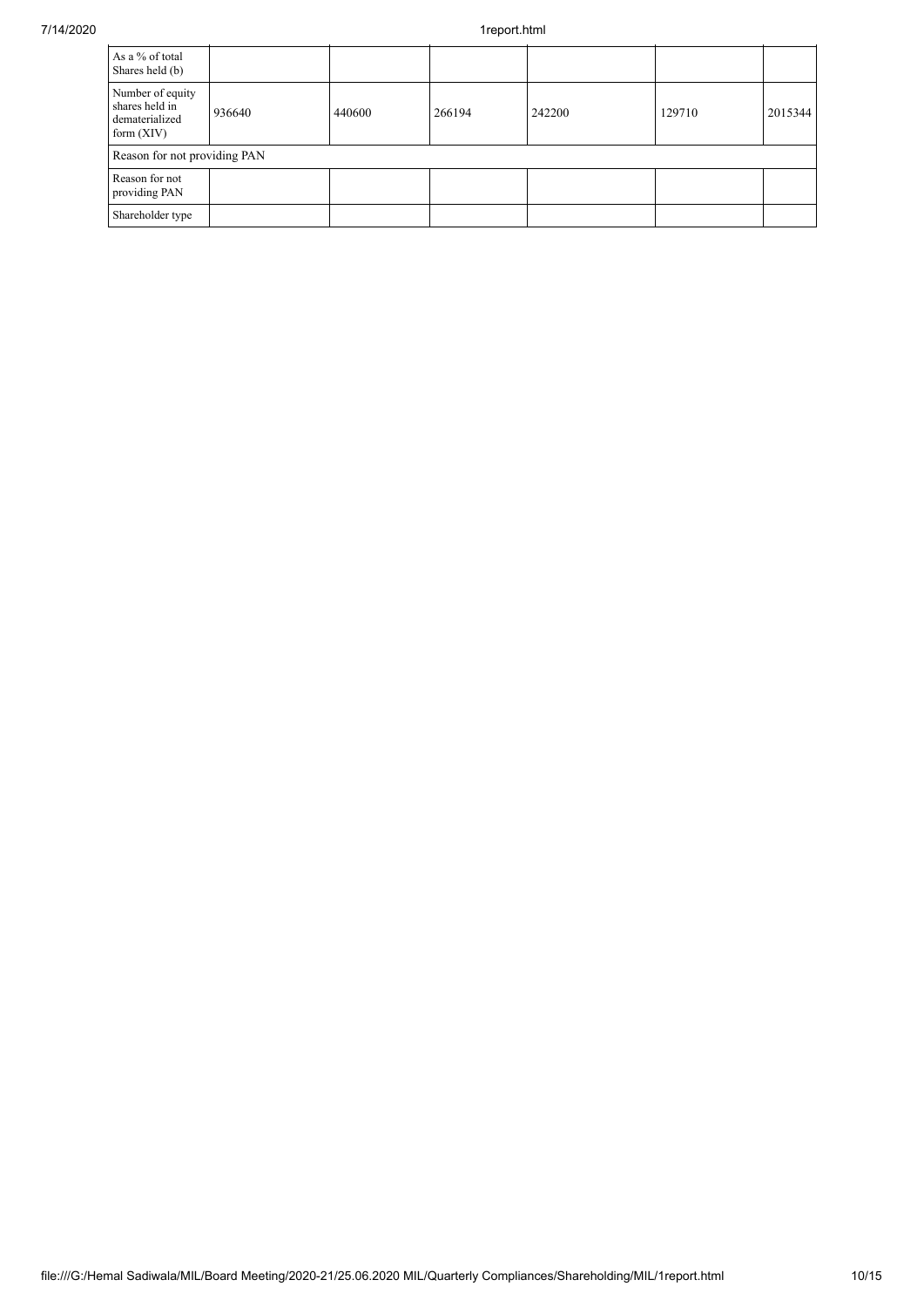| As a % of total Shares held (b) | | | | | | |
|---|---|---|---|---|---|---|
| Number of equity shares held in dematerialized form (XIV) | 936640 | 440600 | 266194 | 242200 | 129710 | 2015344 |
| Reason for not providing PAN | | | | | | |
| Reason for not providing PAN | | | | | | |
| Shareholder type | | | | | | |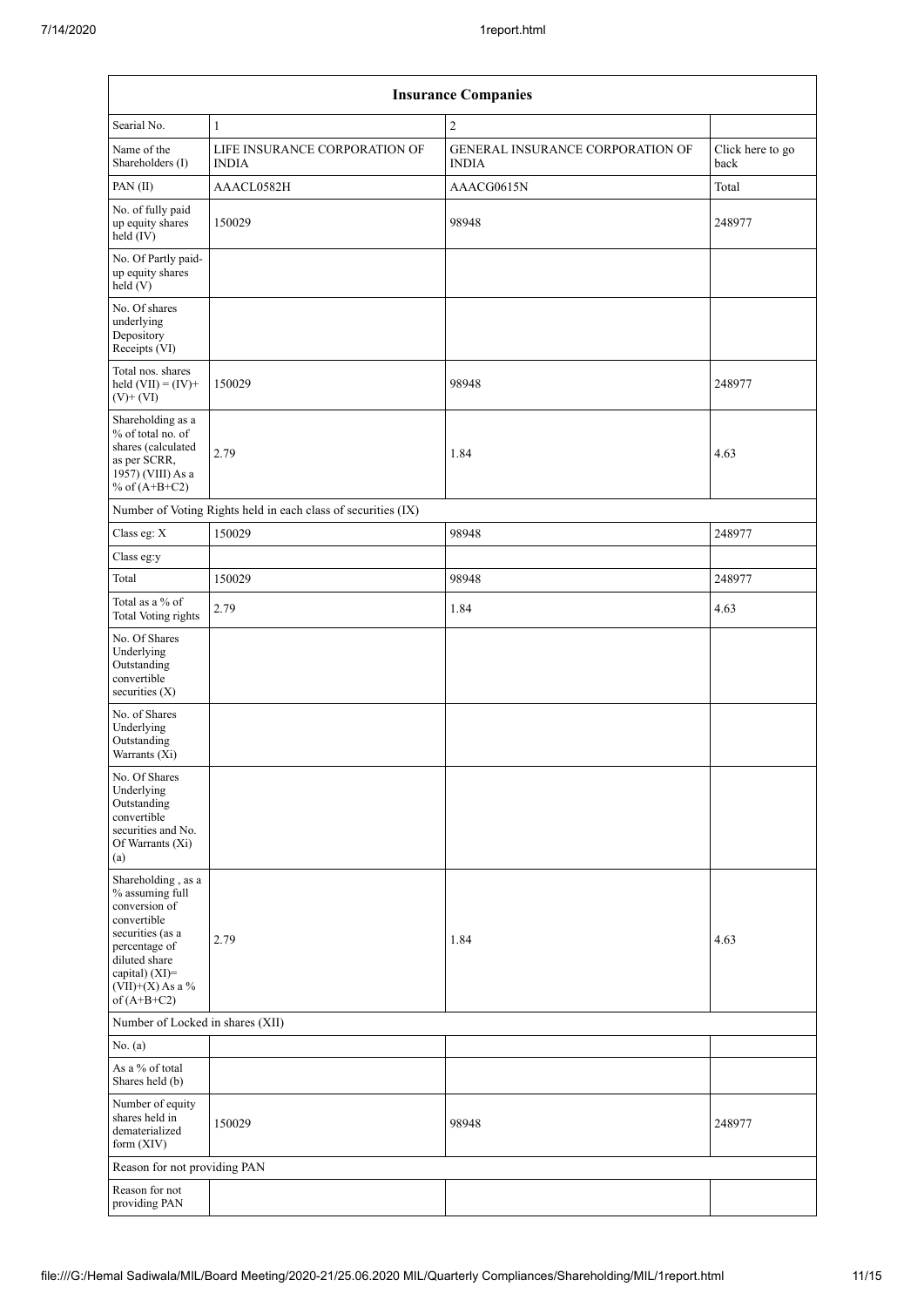| Insurance Companies | | | |
|---|---|---|---|
| Searial No. | 1 | 2 | |
| Name of the Shareholders (I) | LIFE INSURANCE CORPORATION OF INDIA | GENERAL INSURANCE CORPORATION OF INDIA | Click here to go back |
| PAN (II) | AAACL0582H | AAACG0615N | Total |
| No. of fully paid up equity shares held (IV) | 150029 | 98948 | 248977 |
| No. Of Partly paid-up equity shares held (V) | | | |
| No. Of shares underlying Depository Receipts (VI) | | | |
| Total nos. shares held (VII) = (IV)+ (V)+ (VI) | 150029 | 98948 | 248977 |
| Shareholding as a % of total no. of shares (calculated as per SCRR, 1957) (VIII) As a % of (A+B+C2) | 2.79 | 1.84 | 4.63 |
| Number of Voting Rights held in each class of securities (IX) | | | |
| Class eg: X | 150029 | 98948 | 248977 |
| Class eg:y | | | |
| Total | 150029 | 98948 | 248977 |
| Total as a % of Total Voting rights | 2.79 | 1.84 | 4.63 |
| No. Of Shares Underlying Outstanding convertible securities (X) | | | |
| No. of Shares Underlying Outstanding Warrants (Xi) | | | |
| No. Of Shares Underlying Outstanding convertible securities and No. Of Warrants (Xi) (a) | | | |
| Shareholding , as a % assuming full conversion of convertible securities (as a percentage of diluted share capital) (XI)= (VII)+(X) As a % of (A+B+C2) | 2.79 | 1.84 | 4.63 |
| Number of Locked in shares (XII) | | | |
| No. (a) | | | |
| As a % of total Shares held (b) | | | |
| Number of equity shares held in dematerialized form (XIV) | 150029 | 98948 | 248977 |
| Reason for not providing PAN | | | |
| Reason for not providing PAN | | | |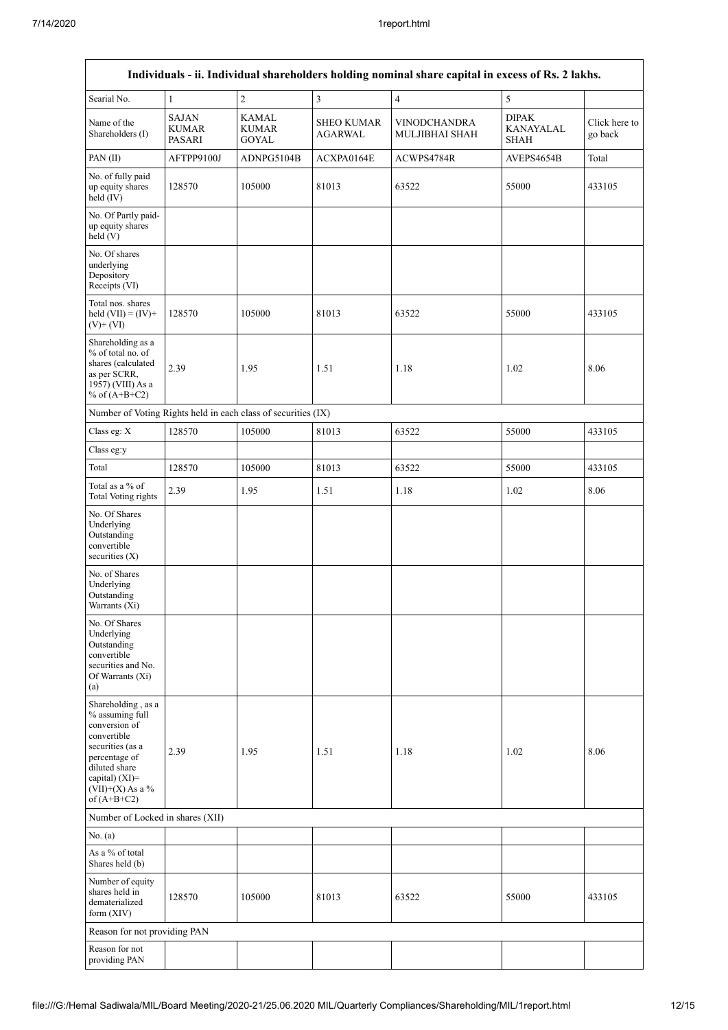| Individuals - ii. Individual shareholders holding nominal share capital in excess of Rs. 2 lakhs. | | | | | | |
|---|---|---|---|---|---|---|
| Searial No. | 1 | 2 | 3 | 4 | 5 | |
| Name of the Shareholders (I) | SAJAN KUMAR PASARI | KAMAL KUMAR GOYAL | SHEO KUMAR AGARWAL | VINODCHANDRA MULJIBHAI SHAH | DIPAK KANAYALAL SHAH | Click here to go back |
| PAN (II) | AFTPP9100J | ADNPG5104B | ACXPA0164E | ACWPS4784R | AVEPS4654B | Total |
| No. of fully paid up equity shares held (IV) | 128570 | 105000 | 81013 | 63522 | 55000 | 433105 |
| No. Of Partly paid-up equity shares held (V) | | | | | | |
| No. Of shares underlying Depository Receipts (VI) | | | | | | |
| Total nos. shares held (VII) = (IV)+ (V)+ (VI) | 128570 | 105000 | 81013 | 63522 | 55000 | 433105 |
| Shareholding as a % of total no. of shares (calculated as per SCRR, 1957) (VIII) As a % of (A+B+C2) | 2.39 | 1.95 | 1.51 | 1.18 | 1.02 | 8.06 |
| Number of Voting Rights held in each class of securities (IX) | | | | | | |
| Class eg: X | 128570 | 105000 | 81013 | 63522 | 55000 | 433105 |
| Class eg:y | | | | | | |
| Total | 128570 | 105000 | 81013 | 63522 | 55000 | 433105 |
| Total as a % of Total Voting rights | 2.39 | 1.95 | 1.51 | 1.18 | 1.02 | 8.06 |
| No. Of Shares Underlying Outstanding convertible securities (X) | | | | | | |
| No. of Shares Underlying Outstanding Warrants (Xi) | | | | | | |
| No. Of Shares Underlying Outstanding convertible securities and No. Of Warrants (Xi) (a) | | | | | | |
| Shareholding , as a % assuming full conversion of convertible securities (as a percentage of diluted share capital) (XI)= (VII)+(X) As a % of (A+B+C2) | 2.39 | 1.95 | 1.51 | 1.18 | 1.02 | 8.06 |
| Number of Locked in shares (XII) | | | | | | |
| No. (a) | | | | | | |
| As a % of total Shares held (b) | | | | | | |
| Number of equity shares held in dematerialized form (XIV) | 128570 | 105000 | 81013 | 63522 | 55000 | 433105 |
| Reason for not providing PAN | | | | | | |
| Reason for not providing PAN | | | | | | |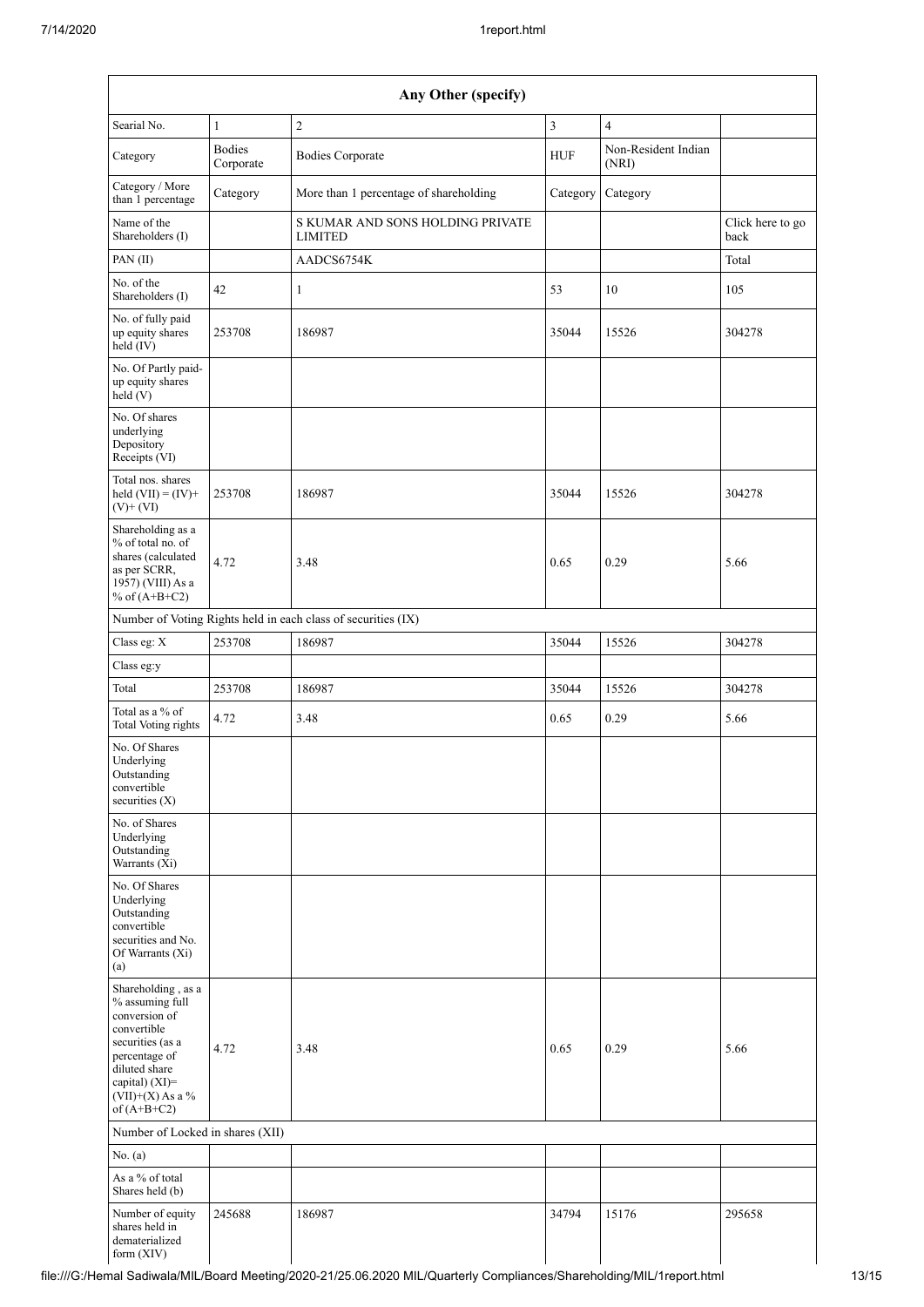| Any Other (specify) | | | | | |
|---|---|---|---|---|---|
| Searial No. | 1 | 2 | 3 | 4 | |
| Category | Bodies Corporate | Bodies Corporate | HUF | Non-Resident Indian (NRI) | |
| Category / More than 1 percentage | Category | More than 1 percentage of shareholding | Category | Category | |
| Name of the Shareholders (I) | | S KUMAR AND SONS HOLDING PRIVATE LIMITED | | | Click here to go back |
| PAN (II) | | AADCS6754K | | | Total |
| No. of the Shareholders (I) | 42 | 1 | 53 | 10 | 105 |
| No. of fully paid up equity shares held (IV) | 253708 | 186987 | 35044 | 15526 | 304278 |
| No. Of Partly paid-up equity shares held (V) | | | | | |
| No. Of shares underlying Depository Receipts (VI) | | | | | |
| Total nos. shares held (VII) = (IV)+ (V)+ (VI) | 253708 | 186987 | 35044 | 15526 | 304278 |
| Shareholding as a % of total no. of shares (calculated as per SCRR, 1957) (VIII) As a % of (A+B+C2) | 4.72 | 3.48 | 0.65 | 0.29 | 5.66 |
| Number of Voting Rights held in each class of securities (IX) | | | | | |
| Class eg: X | 253708 | 186987 | 35044 | 15526 | 304278 |
| Class eg:y | | | | | |
| Total | 253708 | 186987 | 35044 | 15526 | 304278 |
| Total as a % of Total Voting rights | 4.72 | 3.48 | 0.65 | 0.29 | 5.66 |
| No. Of Shares Underlying Outstanding convertible securities (X) | | | | | |
| No. of Shares Underlying Outstanding Warrants (Xi) | | | | | |
| No. Of Shares Underlying Outstanding convertible securities and No. Of Warrants (Xi) (a) | | | | | |
| Shareholding , as a % assuming full conversion of convertible securities (as a percentage of diluted share capital) (XI)= (VII)+(X) As a % of (A+B+C2) | 4.72 | 3.48 | 0.65 | 0.29 | 5.66 |
| Number of Locked in shares (XII) | | | | | |
| No. (a) | | | | | |
| As a % of total Shares held (b) | | | | | |
| Number of equity shares held in dematerialized form (XIV) | 245688 | 186987 | 34794 | 15176 | 295658 |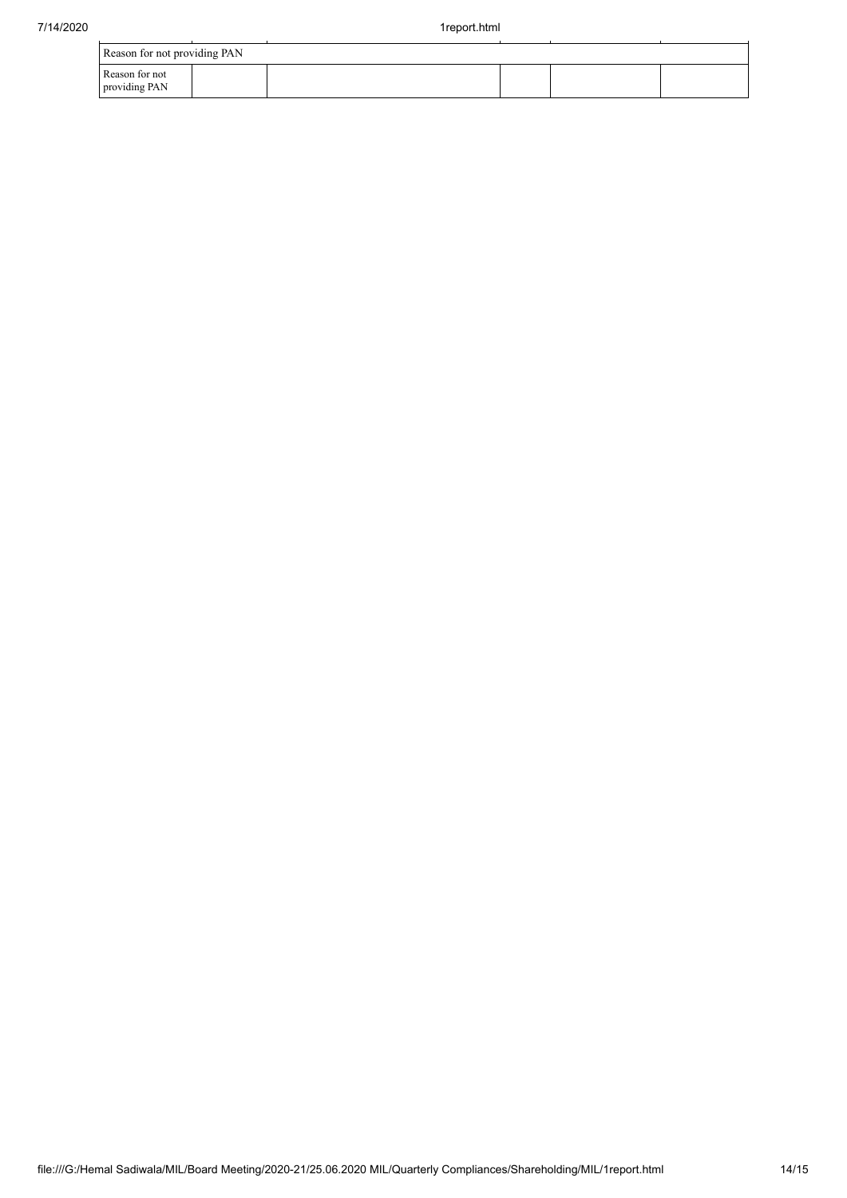| Reason for not providing PAN | | | | | |
|---|---|---|---|---|---|
| Reason for not providing PAN | | | | | |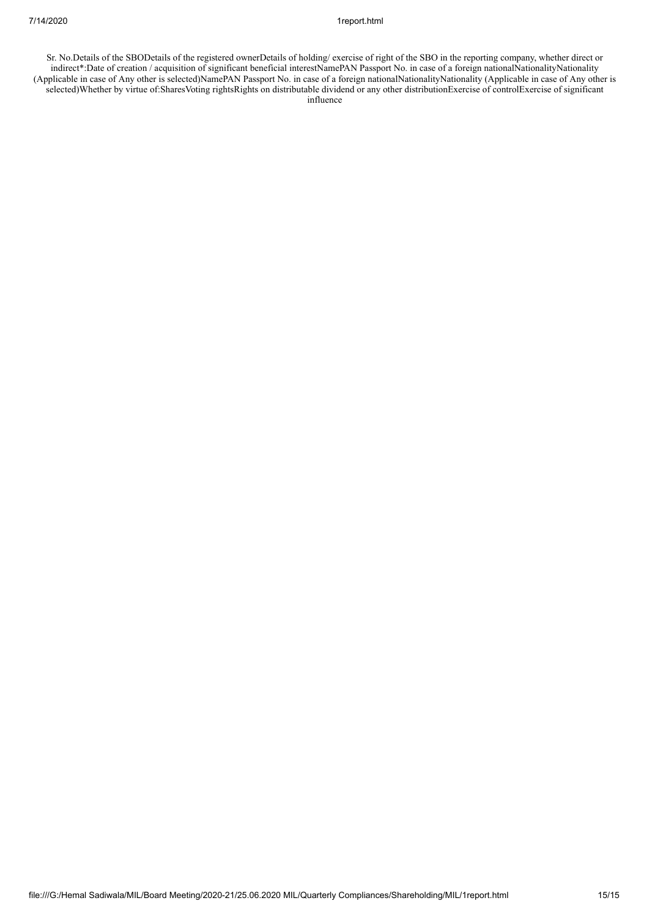Sr. No.Details of the SBODetails of the registered ownerDetails of holding/ exercise of right of the SBO in the reporting company, whether direct or indirect*:Date of creation / acquisition of significant beneficial interestNamePAN Passport No. in case of a foreign nationalNationalityNationality (Applicable in case of Any other is selected)NamePAN Passport No. in case of a foreign nationalNationalityNationality (Applicable in case of Any other is selected)Whether by virtue of:SharesVoting rightsRights on distributable dividend or any other distributionExercise of controlExercise of significant influence